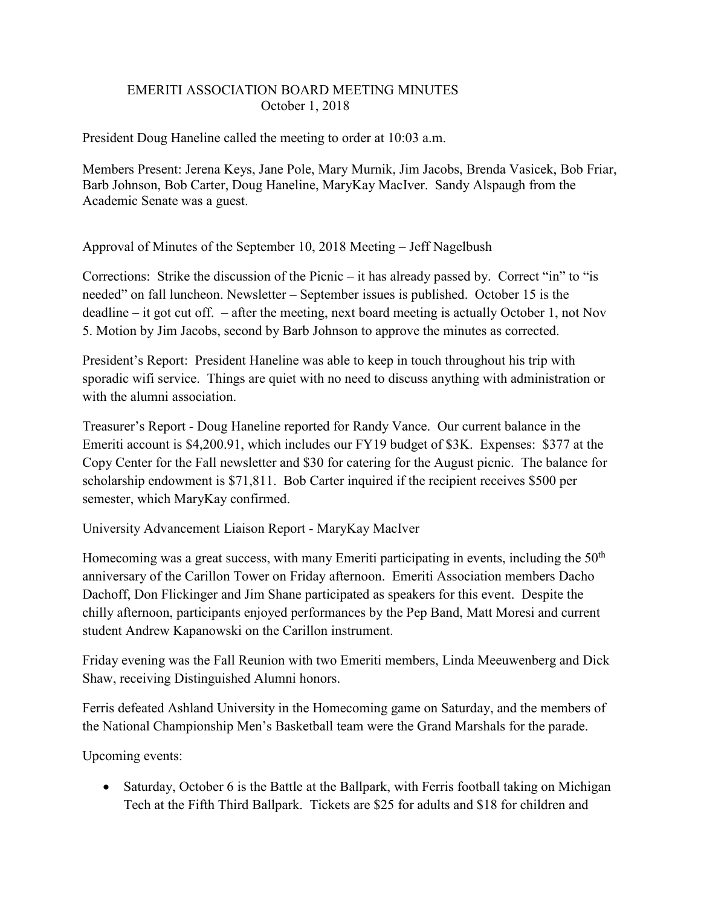# EMERITI ASSOCIATION BOARD MEETING MINUTES
October 1, 2018

President Doug Haneline called the meeting to order at 10:03 a.m.

Members Present: Jerena Keys, Jane Pole, Mary Murnik, Jim Jacobs, Brenda Vasicek, Bob Friar, Barb Johnson, Bob Carter, Doug Haneline, MaryKay MacIver. Sandy Alspaugh from the Academic Senate was a guest.

Approval of Minutes of the September 10, 2018 Meeting – Jeff Nagelbush

Corrections: Strike the discussion of the Picnic – it has already passed by. Correct "in" to "is needed" on fall luncheon. Newsletter – September issues is published. October 15 is the deadline – it got cut off. – after the meeting, next board meeting is actually October 1, not Nov 5. Motion by Jim Jacobs, second by Barb Johnson to approve the minutes as corrected.

President's Report: President Haneline was able to keep in touch throughout his trip with sporadic wifi service. Things are quiet with no need to discuss anything with administration or with the alumni association.

Treasurer's Report - Doug Haneline reported for Randy Vance. Our current balance in the Emeriti account is $4,200.91, which includes our FY19 budget of $3K. Expenses: $377 at the Copy Center for the Fall newsletter and $30 for catering for the August picnic. The balance for scholarship endowment is $71,811. Bob Carter inquired if the recipient receives $500 per semester, which MaryKay confirmed.

University Advancement Liaison Report - MaryKay MacIver

Homecoming was a great success, with many Emeriti participating in events, including the 50th anniversary of the Carillon Tower on Friday afternoon. Emeriti Association members Dacho Dachoff, Don Flickinger and Jim Shane participated as speakers for this event. Despite the chilly afternoon, participants enjoyed performances by the Pep Band, Matt Moresi and current student Andrew Kapanowski on the Carillon instrument.

Friday evening was the Fall Reunion with two Emeriti members, Linda Meeuwenberg and Dick Shaw, receiving Distinguished Alumni honors.

Ferris defeated Ashland University in the Homecoming game on Saturday, and the members of the National Championship Men's Basketball team were the Grand Marshals for the parade.

Upcoming events:

- Saturday, October 6 is the Battle at the Ballpark, with Ferris football taking on Michigan Tech at the Fifth Third Ballpark. Tickets are $25 for adults and $18 for children and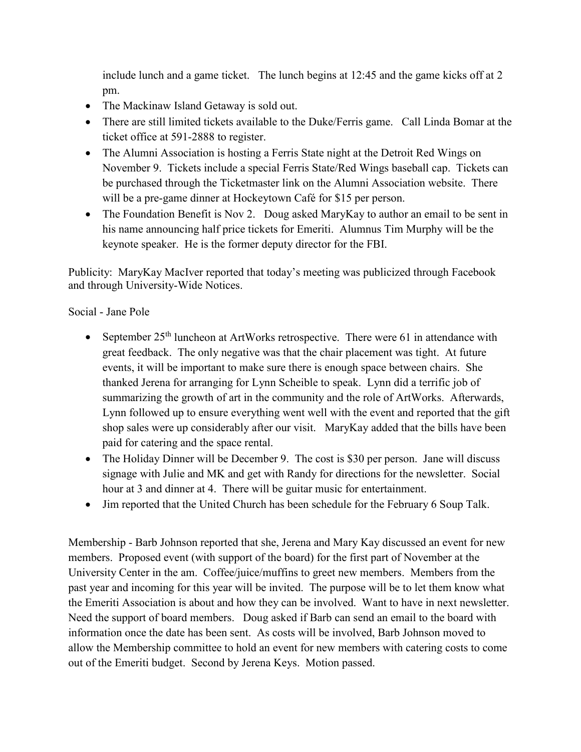include lunch and a game ticket. The lunch begins at 12:45 and the game kicks off at 2 pm.

- The Mackinaw Island Getaway is sold out.
- There are still limited tickets available to the Duke/Ferris game. Call Linda Bomar at the ticket office at 591-2888 to register.
- The Alumni Association is hosting a Ferris State night at the Detroit Red Wings on November 9. Tickets include a special Ferris State/Red Wings baseball cap. Tickets can be purchased through the Ticketmaster link on the Alumni Association website. There will be a pre-game dinner at Hockeytown Café for $15 per person.
- The Foundation Benefit is Nov 2. Doug asked MaryKay to author an email to be sent in his name announcing half price tickets for Emeriti. Alumnus Tim Murphy will be the keynote speaker. He is the former deputy director for the FBI.

Publicity: MaryKay MacIver reported that today's meeting was publicized through Facebook and through University-Wide Notices.

Social - Jane Pole

- September 25th luncheon at ArtWorks retrospective. There were 61 in attendance with great feedback. The only negative was that the chair placement was tight. At future events, it will be important to make sure there is enough space between chairs. She thanked Jerena for arranging for Lynn Scheible to speak. Lynn did a terrific job of summarizing the growth of art in the community and the role of ArtWorks. Afterwards, Lynn followed up to ensure everything went well with the event and reported that the gift shop sales were up considerably after our visit. MaryKay added that the bills have been paid for catering and the space rental.
- The Holiday Dinner will be December 9. The cost is $30 per person. Jane will discuss signage with Julie and MK and get with Randy for directions for the newsletter. Social hour at 3 and dinner at 4. There will be guitar music for entertainment.
- Jim reported that the United Church has been schedule for the February 6 Soup Talk.

Membership - Barb Johnson reported that she, Jerena and Mary Kay discussed an event for new members. Proposed event (with support of the board) for the first part of November at the University Center in the am. Coffee/juice/muffins to greet new members. Members from the past year and incoming for this year will be invited. The purpose will be to let them know what the Emeriti Association is about and how they can be involved. Want to have in next newsletter. Need the support of board members. Doug asked if Barb can send an email to the board with information once the date has been sent. As costs will be involved, Barb Johnson moved to allow the Membership committee to hold an event for new members with catering costs to come out of the Emeriti budget. Second by Jerena Keys. Motion passed.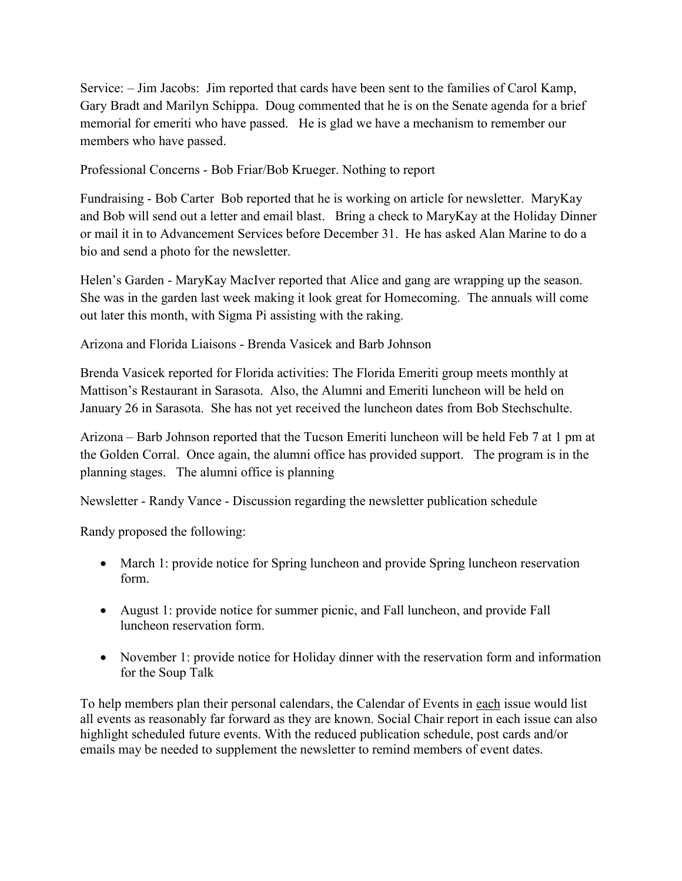Service: – Jim Jacobs: Jim reported that cards have been sent to the families of Carol Kamp, Gary Bradt and Marilyn Schippa. Doug commented that he is on the Senate agenda for a brief memorial for emeriti who have passed. He is glad we have a mechanism to remember our members who have passed.

Professional Concerns - Bob Friar/Bob Krueger. Nothing to report

Fundraising - Bob Carter Bob reported that he is working on article for newsletter. MaryKay and Bob will send out a letter and email blast. Bring a check to MaryKay at the Holiday Dinner or mail it in to Advancement Services before December 31. He has asked Alan Marine to do a bio and send a photo for the newsletter.

Helen's Garden - MaryKay MacIver reported that Alice and gang are wrapping up the season. She was in the garden last week making it look great for Homecoming. The annuals will come out later this month, with Sigma Pi assisting with the raking.

Arizona and Florida Liaisons - Brenda Vasicek and Barb Johnson

Brenda Vasicek reported for Florida activities: The Florida Emeriti group meets monthly at Mattison's Restaurant in Sarasota. Also, the Alumni and Emeriti luncheon will be held on January 26 in Sarasota. She has not yet received the luncheon dates from Bob Stechschulte.

Arizona – Barb Johnson reported that the Tucson Emeriti luncheon will be held Feb 7 at 1 pm at the Golden Corral. Once again, the alumni office has provided support. The program is in the planning stages. The alumni office is planning

Newsletter - Randy Vance - Discussion regarding the newsletter publication schedule

Randy proposed the following:

- March 1: provide notice for Spring luncheon and provide Spring luncheon reservation form.
- August 1: provide notice for summer picnic, and Fall luncheon, and provide Fall luncheon reservation form.
- November 1: provide notice for Holiday dinner with the reservation form and information for the Soup Talk

To help members plan their personal calendars, the Calendar of Events in each issue would list all events as reasonably far forward as they are known. Social Chair report in each issue can also highlight scheduled future events. With the reduced publication schedule, post cards and/or emails may be needed to supplement the newsletter to remind members of event dates.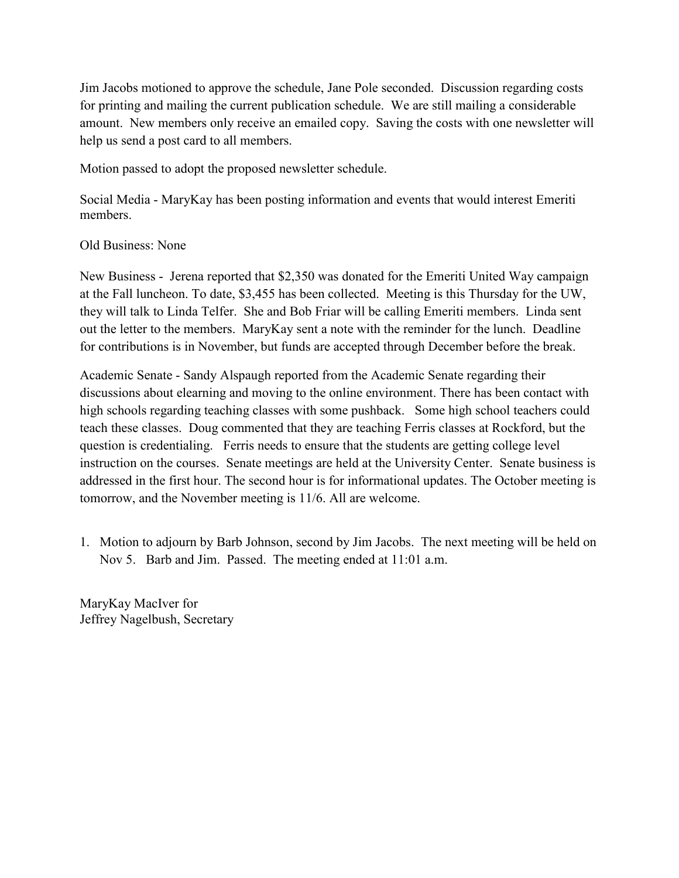Jim Jacobs motioned to approve the schedule, Jane Pole seconded. Discussion regarding costs for printing and mailing the current publication schedule. We are still mailing a considerable amount. New members only receive an emailed copy. Saving the costs with one newsletter will help us send a post card to all members.

Motion passed to adopt the proposed newsletter schedule.

Social Media - MaryKay has been posting information and events that would interest Emeriti members.

Old Business: None

New Business - Jerena reported that $2,350 was donated for the Emeriti United Way campaign at the Fall luncheon. To date, $3,455 has been collected. Meeting is this Thursday for the UW, they will talk to Linda Telfer. She and Bob Friar will be calling Emeriti members. Linda sent out the letter to the members. MaryKay sent a note with the reminder for the lunch. Deadline for contributions is in November, but funds are accepted through December before the break.

Academic Senate - Sandy Alspaugh reported from the Academic Senate regarding their discussions about elearning and moving to the online environment. There has been contact with high schools regarding teaching classes with some pushback. Some high school teachers could teach these classes. Doug commented that they are teaching Ferris classes at Rockford, but the question is credentialing. Ferris needs to ensure that the students are getting college level instruction on the courses. Senate meetings are held at the University Center. Senate business is addressed in the first hour. The second hour is for informational updates. The October meeting is tomorrow, and the November meeting is 11/6. All are welcome.

1. Motion to adjourn by Barb Johnson, second by Jim Jacobs. The next meeting will be held on Nov 5. Barb and Jim. Passed. The meeting ended at 11:01 a.m.

MaryKay MacIver for
Jeffrey Nagelbush, Secretary